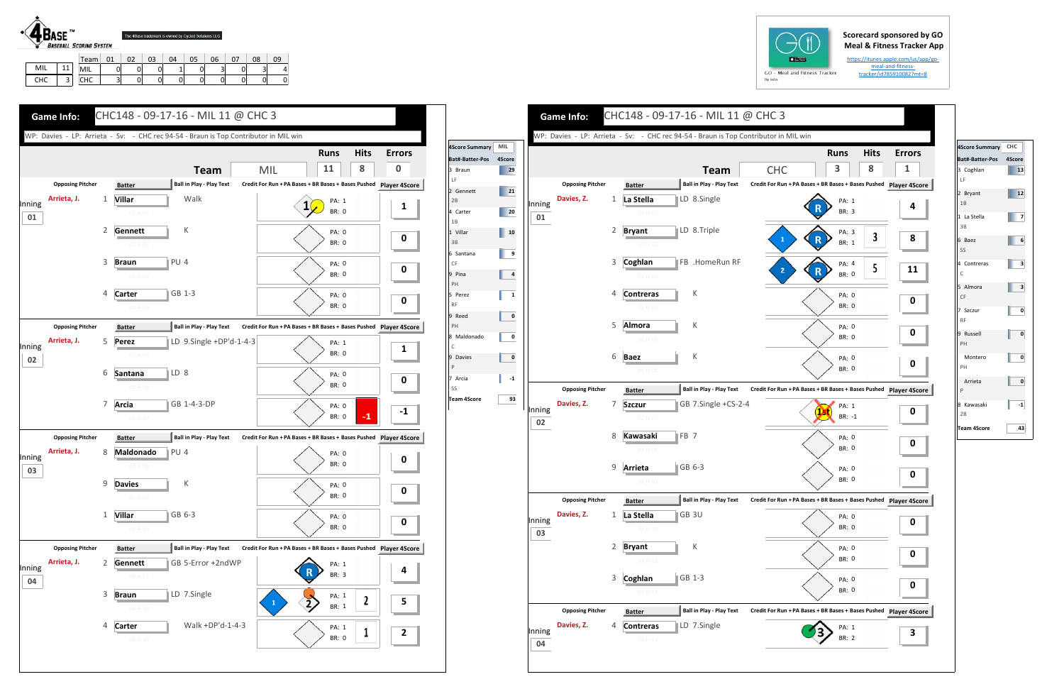**4BASE™ Baseball Scoring System** — The 4Base trademark is owned by Cycled Solutions LLC

| | |
|---|---|
| MIL | 11 |
| CHC | 3 |

| Team | 01 | 02 | 03 | 04 | 05 | 06 | 07 | 08 | 09 |
|---|---|---|---|---|---|---|---|---|---|
| MIL | 0 | 0 | 0 | 1 | 0 | 3 | 0 | 3 | 4 |
| CHC | 3 | 0 | 0 | 0 | 0 | 0 | 0 | 0 | 0 |

Scorecard sponsored by GO Meal & Fitness Tracker App

https://itunes.apple.com/us/app/go-meal-and-fitness-tracker/id785910082?mt=8

## Game Info: CHC148 - 09-17-16 - MIL 11 @ CHC 3

WP: Davies - LP: Arrieta - Sv: - CHC rec 94-54 - Braun is Top Contributor in MIL win

| Team | Runs | Hits | Errors |
|---|---|---|---|
| MIL | 11 | 8 | 0 |

| Inning | Opposing Pitcher | # | Batter | Ball in Play - Play Text | PA | BR | Player 4Score |
|---|---|---|---|---|---|---|---|
| 01 | Arrieta, J. | 1 | Villar | Walk | 1 | 0 | 1 |
| | | 2 | Gennett | K | 0 | 0 | 0 |
| | | 3 | Braun | PU 4 | 0 | 0 | 0 |
| | | 4 | Carter | GB 1-3 | 0 | 0 | 0 |
| 02 | Arrieta, J. | 5 | Perez | LD 9.Single +DP'd-1-4-3 | 1 | 0 | 1 |
| | | 6 | Santana | LD 8 | 0 | 0 | 0 |
| | | 7 | Arcia | GB 1-4-3-DP | 0 | 0 | -1 |
| 03 | Arrieta, J. | 8 | Maldonado | PU 4 | 0 | 0 | 0 |
| | | 9 | Davies | K | 0 | 0 | 0 |
| | | 1 | Villar | GB 6-3 | 0 | 0 | 0 |
| 04 | Arrieta, J. | 2 | Gennett | GB 5-Error +2ndWP | 1 | 3 | 4 |
| | | 3 | Braun | LD 7.Single | 1 | 1 | 5 |
| | | 4 | Carter | Walk +DP'd-1-4-3 | 1 | 0 | 2 |

| 4Score Summary MIL | |
|---|---|
| Bat#-Batter-Pos | 4Score |
| 3 Braun LF | 29 |
| 2 Gennett 2B | 21 |
| 4 Carter 1B | 20 |
| 1 Villar 3B | 10 |
| 6 Santana CF | 9 |
| 9 Pina PH | 4 |
| 5 Perez RF | 1 |
| 9 Reed PH | 0 |
| 8 Maldonado C | 0 |
| 9 Davies P | 0 |
| 7 Arcia SS | -1 |
| Team 4Score | 93 |

## Game Info: CHC148 - 09-17-16 - MIL 11 @ CHC 3

WP: Davies - LP: Arrieta - Sv: - CHC rec 94-54 - Braun is Top Contributor in MIL win

| Team | Runs | Hits | Errors |
|---|---|---|---|
| CHC | 3 | 8 | 1 |

| Inning | Opposing Pitcher | # | Batter | Ball in Play - Play Text | PA | BR | Player 4Score |
|---|---|---|---|---|---|---|---|
| 01 | Davies, Z. | 1 | La Stella | LD 8.Single | 1 | 3 | 4 |
| | | 2 | Bryant | LD 8.Triple | 3 | 1 | 8 |
| | | 3 | Coghlan | FB .HomeRun RF | 4 | 0 | 11 |
| | | 4 | Contreras | K | 0 | 0 | 0 |
| | | 5 | Almora | K | 0 | 0 | 0 |
| | | 6 | Baez | K | 0 | 0 | 0 |
| 02 | Davies, Z. | 7 | Szczur | GB 7.Single +CS-2-4 | 1 | -1 | 0 |
| | | 8 | Kawasaki | FB 7 | 0 | 0 | 0 |
| | | 9 | Arrieta | GB 6-3 | 0 | 0 | 0 |
| 03 | Davies, Z. | 1 | La Stella | GB 3U | 0 | 0 | 0 |
| | | 2 | Bryant | K | 0 | 0 | 0 |
| | | 3 | Coghlan | GB 1-3 | 0 | 0 | 0 |
| 04 | Davies, Z. | 4 | Contreras | LD 7.Single | 1 | 2 | 3 |

| 4Score Summary CHC | |
|---|---|
| Bat#-Batter-Pos | 4Score |
| 3 Coghlan LF | 13 |
| 2 Bryant 1B | 12 |
| 1 La Stella 3B | 7 |
| 6 Baez SS | 6 |
| 4 Contreras C | 3 |
| 5 Almora CF | 3 |
| 7 Szczur RF | 0 |
| 9 Russell PH | 0 |
| Montero PH | 0 |
| Arrieta P | 0 |
| 8 Kawasaki 2B | -1 |
| Team 4Score | 43 |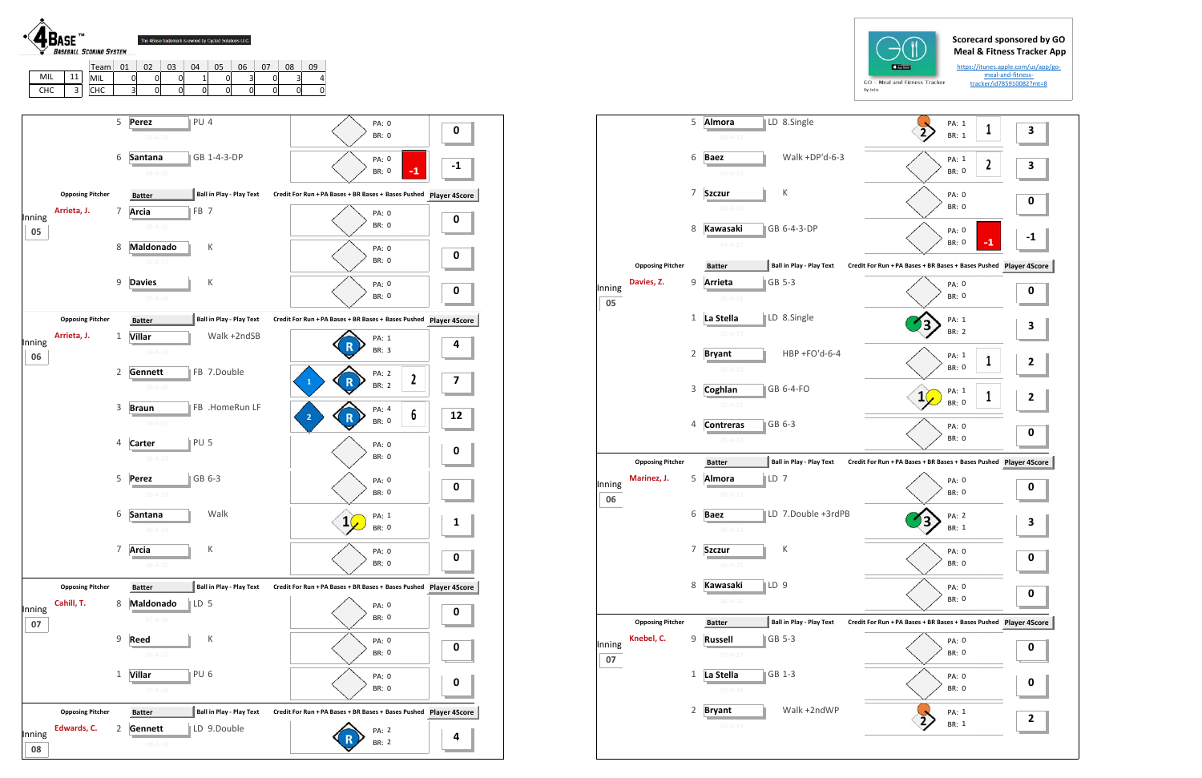**4BASE™ Baseball Scoring System**

The 4Base trademark is owned by Cycled Solutions LLC

| | | Team | 01 | 02 | 03 | 04 | 05 | 06 | 07 | 08 | 09 |
|---|---|---|---|---|---|---|---|---|---|---|---|
| MIL | 11 | MIL | 0 | 0 | 0 | 1 | 0 | 3 | 0 | 3 | 4 |
| CHC | 3 | CHC | 3 | 0 | 0 | 0 | 0 | 0 | 0 | 0 | 0 |

**Scorecard sponsored by GO Meal & Fitness Tracker App**

https://itunes.apple.com/us/app/go-meal-and-fitness-tracker/id785910082?mt=8

GO - Meal and Fitness Tracker

## MIL

| Inning | Opposing Pitcher | # | Batter | Ball in Play - Play Text | Credit For Run + PA Bases + BR Bases + Bases Pushed | Player 4Score |
|---|---|---|---|---|---|---|
| | | 5 | Perez | PU 4 | PA: 0 BR: 0 | 0 |
| | | 6 | Santana | GB 1-4-3-DP | PA: 0 BR: 0 -1 | -1 |
| 05 | Arrieta, J. | 7 | Arcia | FB 7 | PA: 0 BR: 0 | 0 |
| | | 8 | Maldonado | K | PA: 0 BR: 0 | 0 |
| | | 9 | Davies | K | PA: 0 BR: 0 | 0 |
| 06 | Arrieta, J. | 1 | Villar | Walk +2ndSB | R PA: 1 BR: 3 | 4 |
| | | 2 | Gennett | FB 7.Double | 1 R PA: 2 BR: 2 2 | 7 |
| | | 3 | Braun | FB .HomeRun LF | 2 R PA: 4 BR: 0 6 | 12 |
| | | 4 | Carter | PU 5 | PA: 0 BR: 0 | 0 |
| | | 5 | Perez | GB 6-3 | PA: 0 BR: 0 | 0 |
| | | 6 | Santana | Walk | 1 PA: 1 BR: 0 | 1 |
| | | 7 | Arcia | K | PA: 0 BR: 0 | 0 |
| 07 | Cahill, T. | 8 | Maldonado | LD 5 | PA: 0 BR: 0 | 0 |
| | | 9 | Reed | K | PA: 0 BR: 0 | 0 |
| | | 1 | Villar | PU 6 | PA: 0 BR: 0 | 0 |
| 08 | Edwards, C. | 2 | Gennett | LD 9.Double | R PA: 2 BR: 2 | 4 |

## CHC

| Inning | Opposing Pitcher | # | Batter | Ball in Play - Play Text | Credit For Run + PA Bases + BR Bases + Bases Pushed | Player 4Score |
|---|---|---|---|---|---|---|
| | | 5 | Almora | LD 8.Single | 2 PA: 1 BR: 1 1 | 3 |
| | | 6 | Baez | Walk +DP'd-6-3 | PA: 1 BR: 0 2 | 3 |
| | | 7 | Szczur | K | PA: 0 BR: 0 | 0 |
| | | 8 | Kawasaki | GB 6-4-3-DP | PA: 0 BR: 0 -1 | -1 |
| 05 | Davies, Z. | 9 | Arrieta | GB 5-3 | PA: 0 BR: 0 | 0 |
| | | 1 | La Stella | LD 8.Single | 3 PA: 1 BR: 2 | 3 |
| | | 2 | Bryant | HBP +FO'd-6-4 | PA: 1 BR: 0 1 | 2 |
| | | 3 | Coghlan | GB 6-4-FO | 1 PA: 1 BR: 0 1 | 2 |
| | | 4 | Contreras | GB 6-3 | PA: 0 BR: 0 | 0 |
| 06 | Marinez, J. | 5 | Almora | LD 7 | PA: 0 BR: 0 | 0 |
| | | 6 | Baez | LD 7.Double +3rdPB | 3 PA: 2 BR: 1 | 3 |
| | | 7 | Szczur | K | PA: 0 BR: 0 | 0 |
| | | 8 | Kawasaki | LD 9 | PA: 0 BR: 0 | 0 |
| 07 | Knebel, C. | 9 | Russell | GB 5-3 | PA: 0 BR: 0 | 0 |
| | | 1 | La Stella | GB 1-3 | PA: 0 BR: 0 | 0 |
| | | 2 | Bryant | Walk +2ndWP | 2 PA: 1 BR: 1 | 2 |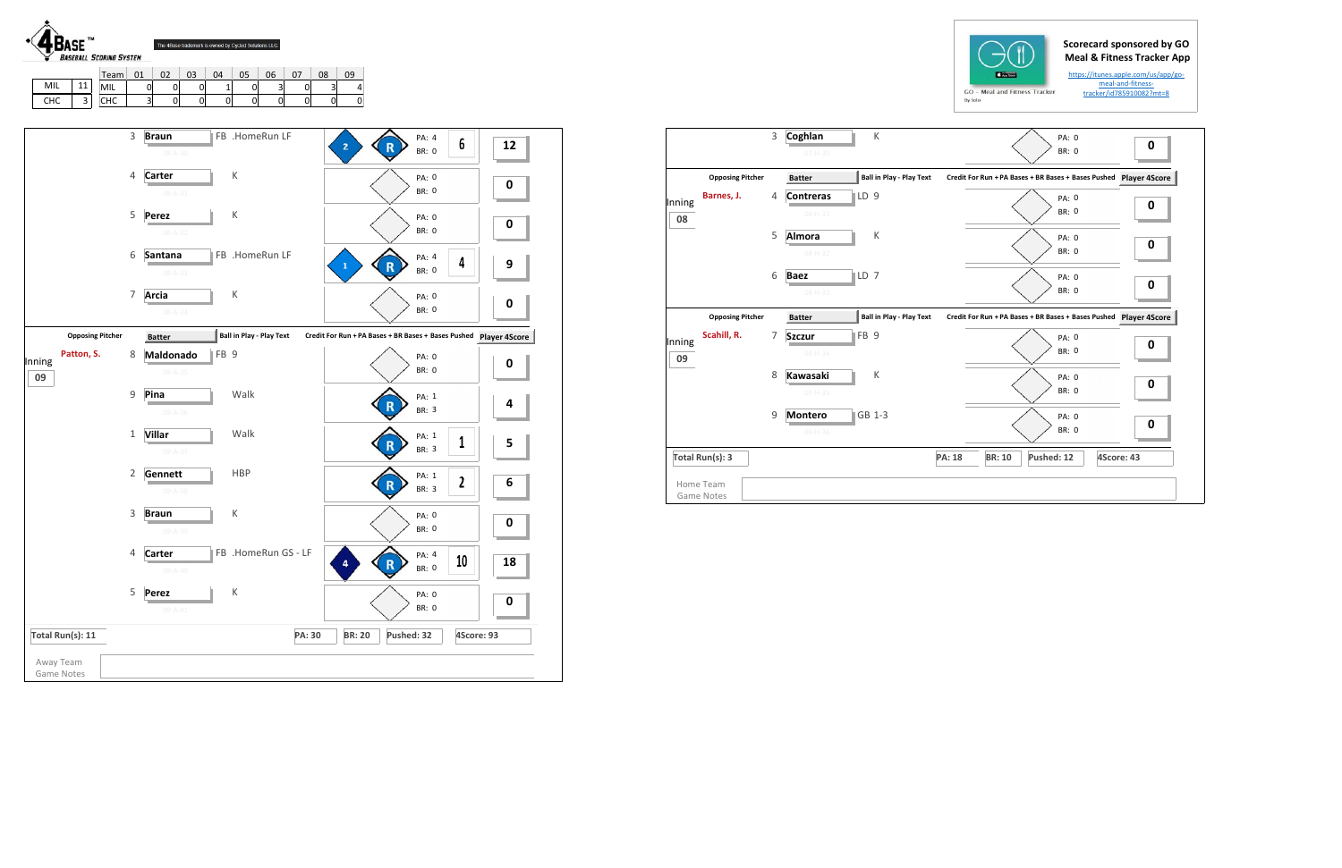4BASE™ BASEBALL SCORING SYSTEM

The 4Base trademark is owned by Cycled Solutions LLC

| | | Team | 01 | 02 | 03 | 04 | 05 | 06 | 07 | 08 | 09 |
|---|---|---|---|---|---|---|---|---|---|---|---|
| MIL | 11 | MIL | 0 | 0 | 0 | 1 | 0 | 3 | 0 | 3 | 4 |
| CHC | 3 | CHC | 3 | 0 | 0 | 0 | 0 | 0 | 0 | 0 | 0 |

Scorecard sponsored by GO Meal & Fitness Tracker App

https://itunes.apple.com/us/app/go-meal-and-fitness-tracker/id785910082?mt=8

GO - Meal and Fitness Tracker

| Inning | Opposing Pitcher | # | Batter | Ball in Play - Play Text | Credit For Run + PA Bases + BR Bases + Bases Pushed | Player 4Score |
|---|---|---|---|---|---|---|
| | | 3 | Braun | FB .HomeRun LF | PA: 4 BR: 0 6 | 12 |
| | | 4 | Carter | K | PA: 0 BR: 0 | 0 |
| | | 5 | Perez | K | PA: 0 BR: 0 | 0 |
| | | 6 | Santana | FB .HomeRun LF | PA: 4 BR: 0 4 | 9 |
| | | 7 | Arcia | K | PA: 0 BR: 0 | 0 |
| 09 | Patton, S. | 8 | Maldonado | FB 9 | PA: 0 BR: 0 | 0 |
| | | 9 | Pina | Walk | PA: 1 BR: 3 | 4 |
| | | 1 | Villar | Walk | PA: 1 BR: 3 1 | 5 |
| | | 2 | Gennett | HBP | PA: 1 BR: 3 2 | 6 |
| | | 3 | Braun | K | PA: 0 BR: 0 | 0 |
| | | 4 | Carter | FB .HomeRun GS - LF | PA: 4 BR: 0 10 | 18 |
| | | 5 | Perez | K | PA: 0 BR: 0 | 0 |

Total Run(s): 11 | PA: 30 | BR: 20 | Pushed: 32 | 4Score: 93

Away Team Game Notes

| Inning | Opposing Pitcher | # | Batter | Ball in Play - Play Text | Credit For Run + PA Bases + BR Bases + Bases Pushed | Player 4Score |
|---|---|---|---|---|---|---|
| | | 3 | Coghlan | K | PA: 0 BR: 0 | 0 |
| 08 | Barnes, J. | 4 | Contreras | LD 9 | PA: 0 BR: 0 | 0 |
| | | 5 | Almora | K | PA: 0 BR: 0 | 0 |
| | | 6 | Baez | LD 7 | PA: 0 BR: 0 | 0 |
| 09 | Scahill, R. | 7 | Szczur | FB 9 | PA: 0 BR: 0 | 0 |
| | | 8 | Kawasaki | K | PA: 0 BR: 0 | 0 |
| | | 9 | Montero | GB 1-3 | PA: 0 BR: 0 | 0 |

Total Run(s): 3 | PA: 18 | BR: 10 | Pushed: 12 | 4Score: 43

Home Team Game Notes